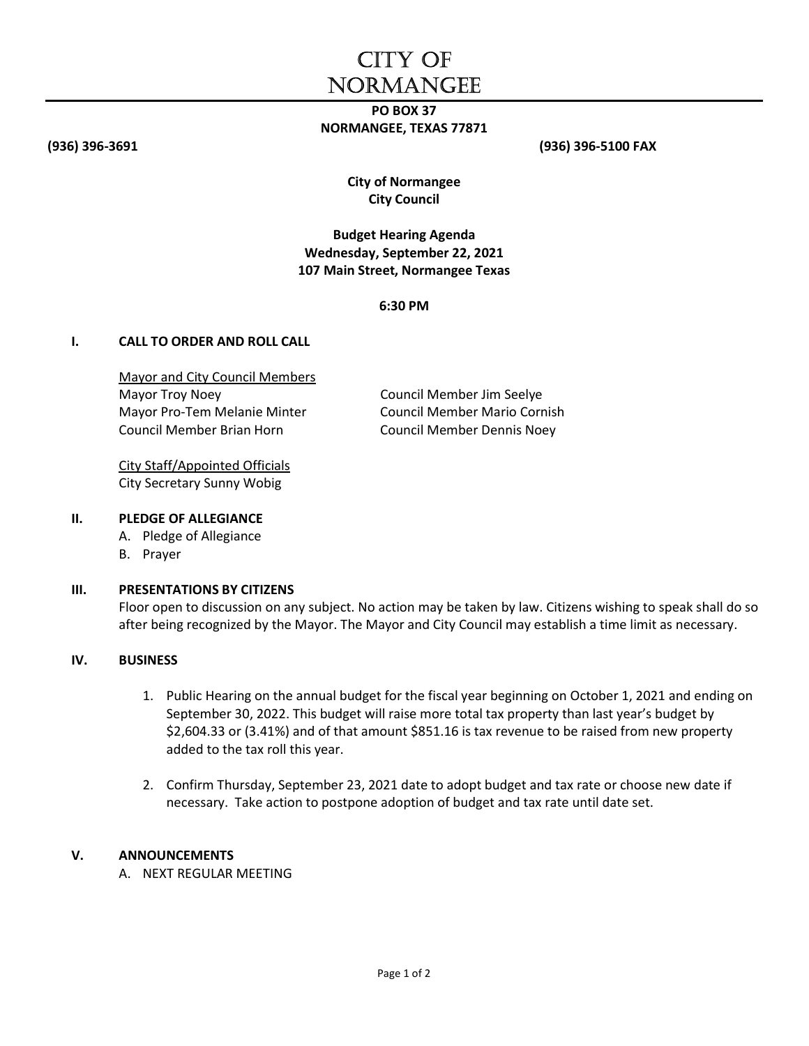# CITY OF NORMANGEE

**PO BOX 37**
**NORMANGEE, TEXAS 77871**

**(936) 396-3691** **(936) 396-5100 FAX**

**City of Normangee**
**City Council**

**Budget Hearing Agenda**
**Wednesday, September 22, 2021**
**107 Main Street, Normangee Texas**

**6:30 PM**

## I. CALL TO ORDER AND ROLL CALL

Mayor and City Council Members

Mayor Troy Noey
Mayor Pro-Tem Melanie Minter
Council Member Brian Horn
Council Member Jim Seelye
Council Member Mario Cornish
Council Member Dennis Noey

City Staff/Appointed Officials

City Secretary Sunny Wobig

## II. PLEDGE OF ALLEGIANCE

A. Pledge of Allegiance
B. Prayer

## III. PRESENTATIONS BY CITIZENS

Floor open to discussion on any subject. No action may be taken by law. Citizens wishing to speak shall do so after being recognized by the Mayor. The Mayor and City Council may establish a time limit as necessary.

## IV. BUSINESS

1. Public Hearing on the annual budget for the fiscal year beginning on October 1, 2021 and ending on September 30, 2022. This budget will raise more total tax property than last year's budget by $2,604.33 or (3.41%) and of that amount $851.16 is tax revenue to be raised from new property added to the tax roll this year.

2. Confirm Thursday, September 23, 2021 date to adopt budget and tax rate or choose new date if necessary. Take action to postpone adoption of budget and tax rate until date set.

## V. ANNOUNCEMENTS

A. NEXT REGULAR MEETING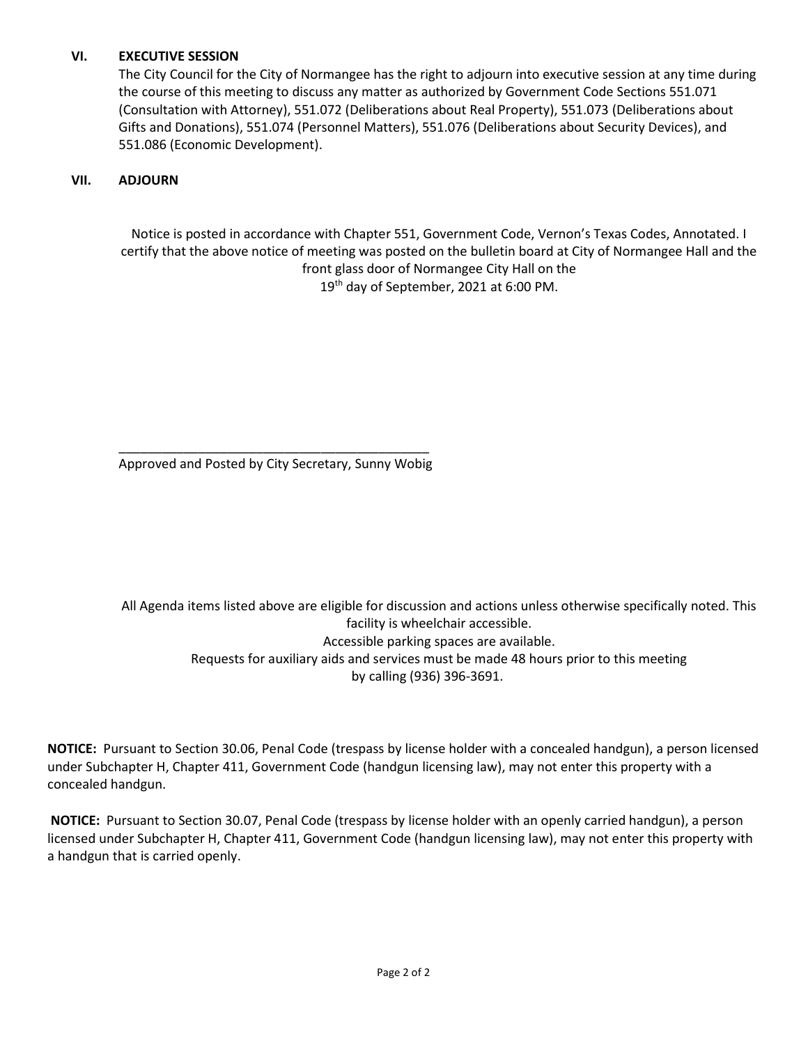## VI. EXECUTIVE SESSION

The City Council for the City of Normangee has the right to adjourn into executive session at any time during the course of this meeting to discuss any matter as authorized by Government Code Sections 551.071 (Consultation with Attorney), 551.072 (Deliberations about Real Property), 551.073 (Deliberations about Gifts and Donations), 551.074 (Personnel Matters), 551.076 (Deliberations about Security Devices), and 551.086 (Economic Development).

## VII. ADJOURN

Notice is posted in accordance with Chapter 551, Government Code, Vernon's Texas Codes, Annotated. I certify that the above notice of meeting was posted on the bulletin board at City of Normangee Hall and the front glass door of Normangee City Hall on the 19th day of September, 2021 at 6:00 PM.

_____________________________________________
Approved and Posted by City Secretary, Sunny Wobig

All Agenda items listed above are eligible for discussion and actions unless otherwise specifically noted. This facility is wheelchair accessible.
Accessible parking spaces are available.
Requests for auxiliary aids and services must be made 48 hours prior to this meeting by calling (936) 396-3691.

**NOTICE:** Pursuant to Section 30.06, Penal Code (trespass by license holder with a concealed handgun), a person licensed under Subchapter H, Chapter 411, Government Code (handgun licensing law), may not enter this property with a concealed handgun.

**NOTICE:** Pursuant to Section 30.07, Penal Code (trespass by license holder with an openly carried handgun), a person licensed under Subchapter H, Chapter 411, Government Code (handgun licensing law), may not enter this property with a handgun that is carried openly.